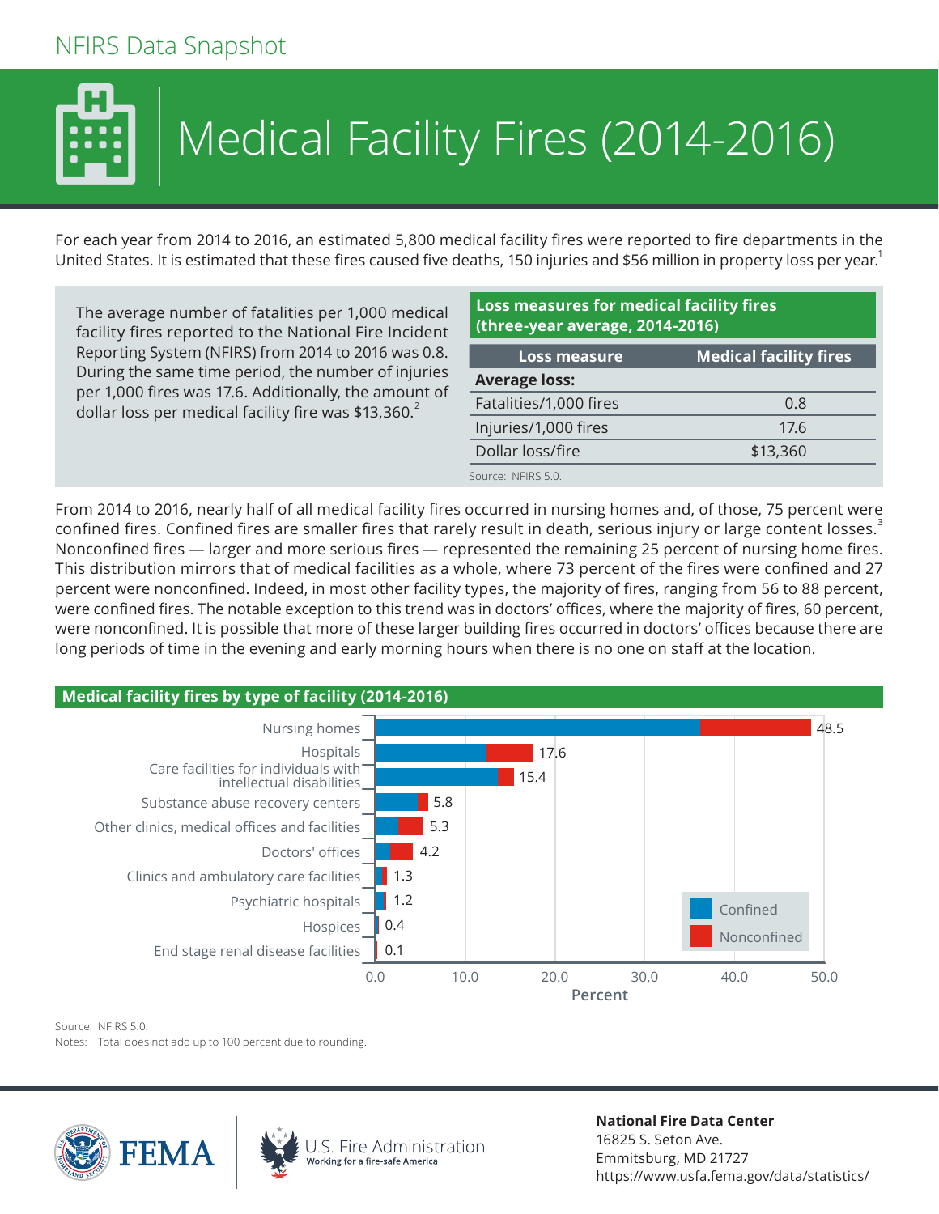NFIRS Data Snapshot

# Medical Facility Fires (2014-2016)

For each year from 2014 to 2016, an estimated 5,800 medical facility fires were reported to fire departments in the United States. It is estimated that these fires caused five deaths, 150 injuries and $56 million in property loss per year.[1]

The average number of fatalities per 1,000 medical facility fires reported to the National Fire Incident Reporting System (NFIRS) from 2014 to 2016 was 0.8. During the same time period, the number of injuries per 1,000 fires was 17.6. Additionally, the amount of dollar loss per medical facility fire was $13,360.[2]

**Loss measures for medical facility fires (three-year average, 2014-2016)**

| Loss measure | Medical facility fires |
|---|---|
| **Average loss:** | |
| Fatalities/1,000 fires | 0.8 |
| Injuries/1,000 fires | 17.6 |
| Dollar loss/fire | $13,360 |

Source: NFIRS 5.0.

From 2014 to 2016, nearly half of all medical facility fires occurred in nursing homes and, of those, 75 percent were confined fires. Confined fires are smaller fires that rarely result in death, serious injury or large content losses.[3] Nonconfined fires — larger and more serious fires — represented the remaining 25 percent of nursing home fires. This distribution mirrors that of medical facilities as a whole, where 73 percent of the fires were confined and 27 percent were nonconfined. Indeed, in most other facility types, the majority of fires, ranging from 56 to 88 percent, were confined fires. The notable exception to this trend was in doctors' offices, where the majority of fires, 60 percent, were nonconfined. It is possible that more of these larger building fires occurred in doctors' offices because there are long periods of time in the evening and early morning hours when there is no one on staff at the location.

**Medical facility fires by type of facility (2014-2016)**

| Type of facility | Percent |
|---|---|
| Nursing homes | 48.5 |
| Hospitals | 17.6 |
| Care facilities for individuals with intellectual disabilities | 15.4 |
| Substance abuse recovery centers | 5.8 |
| Other clinics, medical offices and facilities | 5.3 |
| Doctors' offices | 4.2 |
| Clinics and ambulatory care facilities | 1.3 |
| Psychiatric hospitals | 1.2 |
| Hospices | 0.4 |
| End stage renal disease facilities | 0.1 |

Source: NFIRS 5.0.
Notes: Total does not add up to 100 percent due to rounding.

**National Fire Data Center**
16825 S. Seton Ave.
Emmitsburg, MD 21727
https://www.usfa.fema.gov/data/statistics/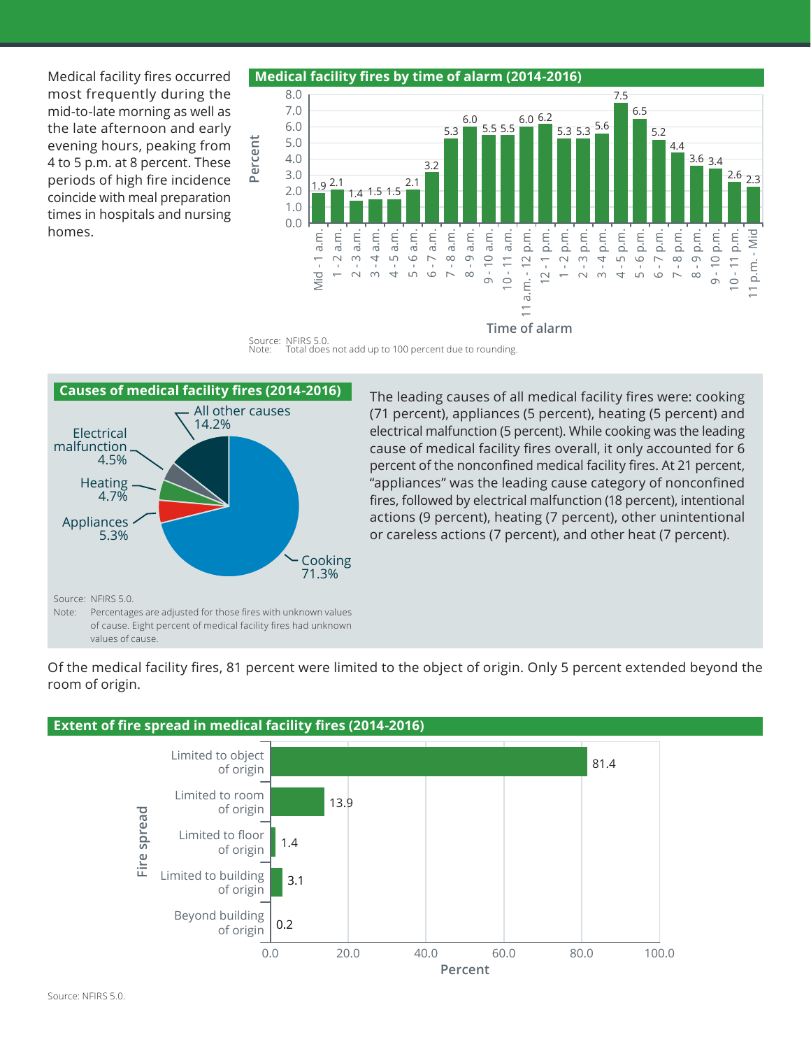Medical facility fires occurred most frequently during the mid-to-late morning as well as the late afternoon and early evening hours, peaking from 4 to 5 p.m. at 8 percent. These periods of high fire incidence coincide with meal preparation times in hospitals and nursing homes.

## Medical facility fires by time of alarm (2014-2016)

| Time of alarm | Percent |
|---|---|
| Mid - 1 a.m. | 1.9 |
| 1 - 2 a.m. | 2.1 |
| 2 - 3 a.m. | 1.4 |
| 3 - 4 a.m. | 1.5 |
| 4 - 5 a.m. | 1.5 |
| 5 - 6 a.m. | 2.1 |
| 6 - 7 a.m. | 3.2 |
| 7 - 8 a.m. | 5.3 |
| 8 - 9 a.m. | 6.0 |
| 9 - 10 a.m. | 5.5 |
| 10 - 11 a.m. | 5.5 |
| 11 a.m. - 12 p.m. | 6.0 |
| 12 - 1 p.m. | 6.2 |
| 1 - 2 p.m. | 5.3 |
| 2 - 3 p.m. | 5.3 |
| 3 - 4 p.m. | 5.6 |
| 4 - 5 p.m. | 7.5 |
| 5 - 6 p.m. | 6.5 |
| 6 - 7 p.m. | 5.2 |
| 7 - 8 p.m. | 4.4 |
| 8 - 9 p.m. | 3.6 |
| 9 - 10 p.m. | 3.4 |
| 10 - 11 p.m. | 2.6 |
| 11 p.m. - Mid | 2.3 |

Source: NFIRS 5.0.
Note: Total does not add up to 100 percent due to rounding.

## Causes of medical facility fires (2014-2016)

| Cause | Percent |
|---|---|
| Cooking | 71.3% |
| Appliances | 5.3% |
| Heating | 4.7% |
| Electrical malfunction | 4.5% |
| All other causes | 14.2% |

Source: NFIRS 5.0.
Note: Percentages are adjusted for those fires with unknown values of cause. Eight percent of medical facility fires had unknown values of cause.

The leading causes of all medical facility fires were: cooking (71 percent), appliances (5 percent), heating (5 percent) and electrical malfunction (5 percent). While cooking was the leading cause of medical facility fires overall, it only accounted for 6 percent of the nonconfined medical facility fires. At 21 percent, "appliances" was the leading cause category of nonconfined fires, followed by electrical malfunction (18 percent), intentional actions (9 percent), heating (7 percent), other unintentional or careless actions (7 percent), and other heat (7 percent).

Of the medical facility fires, 81 percent were limited to the object of origin. Only 5 percent extended beyond the room of origin.

## Extent of fire spread in medical facility fires (2014-2016)

| Fire spread | Percent |
|---|---|
| Limited to object of origin | 81.4 |
| Limited to room of origin | 13.9 |
| Limited to floor of origin | 1.4 |
| Limited to building of origin | 3.1 |
| Beyond building of origin | 0.2 |

Source: NFIRS 5.0.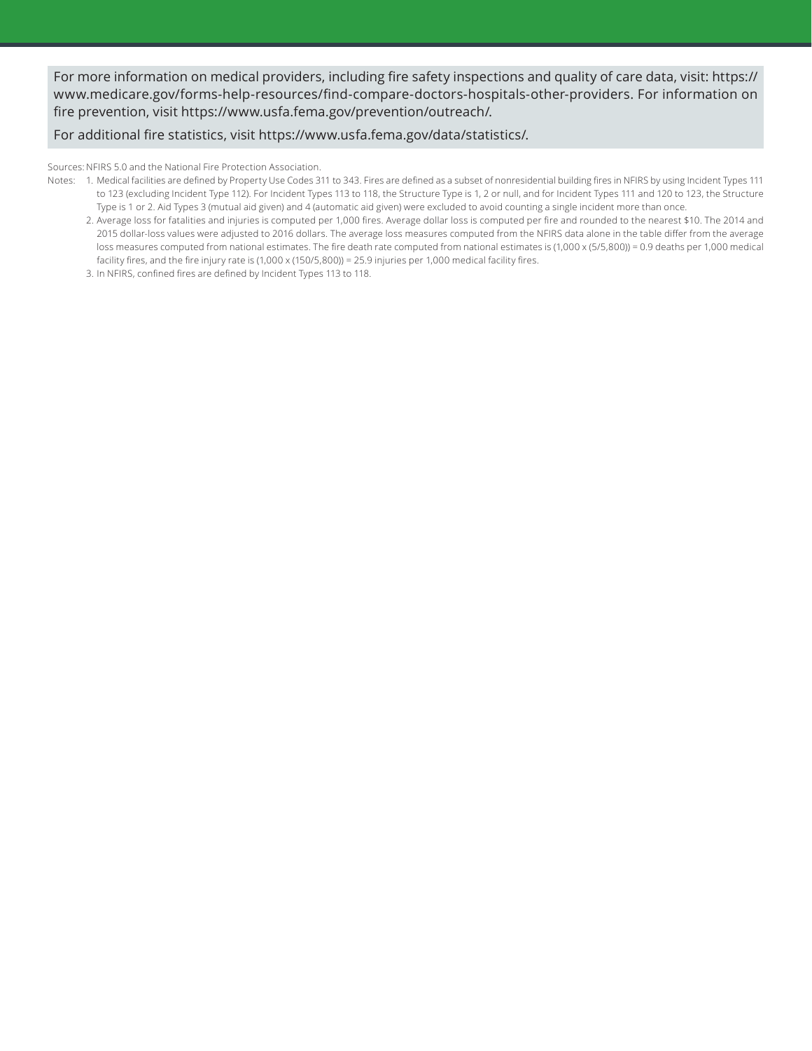For more information on medical providers, including fire safety inspections and quality of care data, visit: https://www.medicare.gov/forms-help-resources/find-compare-doctors-hospitals-other-providers. For information on fire prevention, visit https://www.usfa.fema.gov/prevention/outreach/.

For additional fire statistics, visit https://www.usfa.fema.gov/data/statistics/.

Sources: NFIRS 5.0 and the National Fire Protection Association.

Notes:

1. Medical facilities are defined by Property Use Codes 311 to 343. Fires are defined as a subset of nonresidential building fires in NFIRS by using Incident Types 111 to 123 (excluding Incident Type 112). For Incident Types 113 to 118, the Structure Type is 1, 2 or null, and for Incident Types 111 and 120 to 123, the Structure Type is 1 or 2. Aid Types 3 (mutual aid given) and 4 (automatic aid given) were excluded to avoid counting a single incident more than once.
2. Average loss for fatalities and injuries is computed per 1,000 fires. Average dollar loss is computed per fire and rounded to the nearest $10. The 2014 and 2015 dollar-loss values were adjusted to 2016 dollars. The average loss measures computed from the NFIRS data alone in the table differ from the average loss measures computed from national estimates. The fire death rate computed from national estimates is (1,000 x (5/5,800)) = 0.9 deaths per 1,000 medical facility fires, and the fire injury rate is (1,000 x (150/5,800)) = 25.9 injuries per 1,000 medical facility fires.
3. In NFIRS, confined fires are defined by Incident Types 113 to 118.